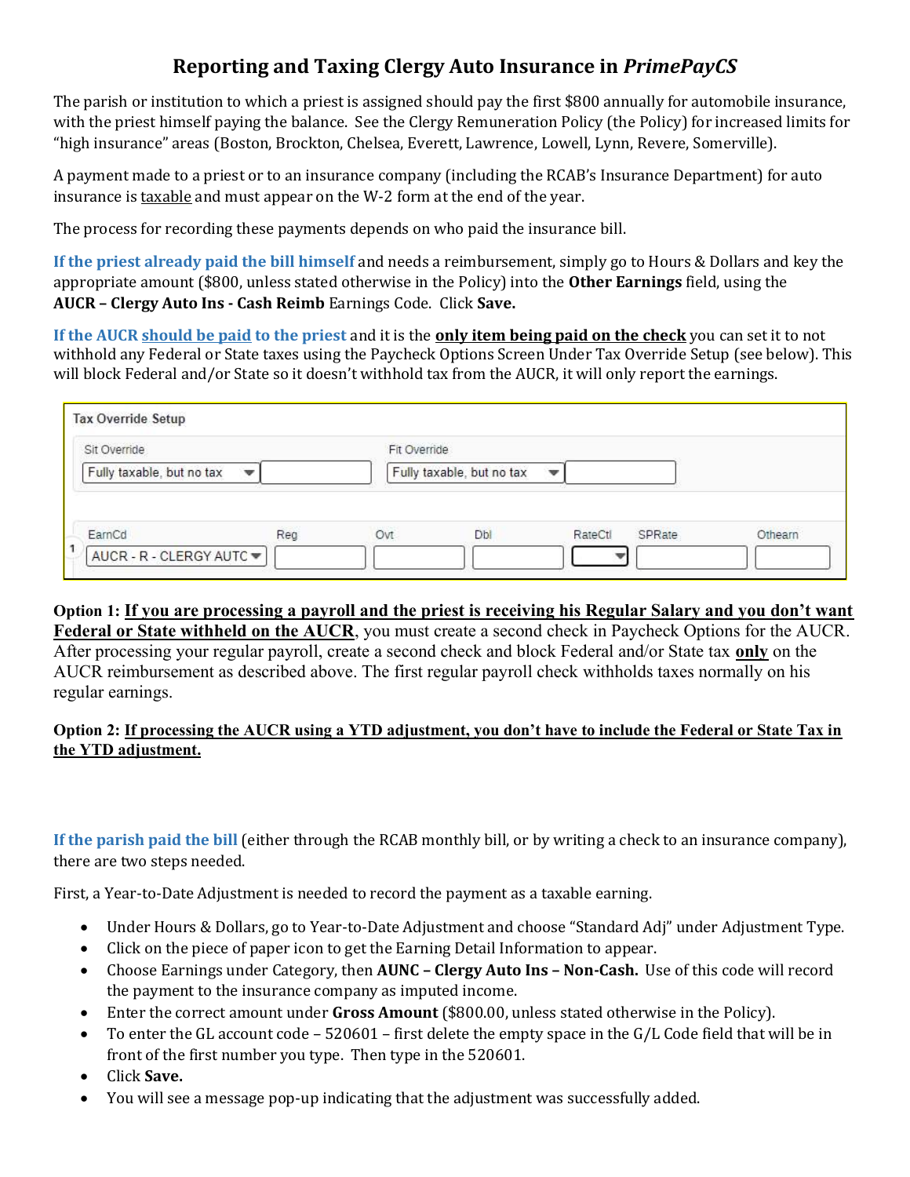# Reporting and Taxing Clergy Auto Insurance in *PrimePayCS*

The parish or institution to which a priest is assigned should pay the first $800 annually for automobile insurance, with the priest himself paying the balance. See the Clergy Remuneration Policy (the Policy) for increased limits for "high insurance" areas (Boston, Brockton, Chelsea, Everett, Lawrence, Lowell, Lynn, Revere, Somerville).

A payment made to a priest or to an insurance company (including the RCAB's Insurance Department) for auto insurance is taxable and must appear on the W-2 form at the end of the year.

The process for recording these payments depends on who paid the insurance bill.

**If the priest already paid the bill himself** and needs a reimbursement, simply go to Hours & Dollars and key the appropriate amount ($800, unless stated otherwise in the Policy) into the **Other Earnings** field, using the **AUCR – Clergy Auto Ins - Cash Reimb** Earnings Code. Click **Save.**

**If the AUCR should be paid to the priest** and it is the **only item being paid on the check** you can set it to not withhold any Federal or State taxes using the Paycheck Options Screen Under Tax Override Setup (see below). This will block Federal and/or State so it doesn't withhold tax from the AUCR, it will only report the earnings.

Tax Override Setup

| Sit Override | | Fit Override | |
|---|---|---|---|
| Fully taxable, but no tax | | Fully taxable, but no tax | |

| | EarnCd | Reg | Ovt | Dbl | RateCtl | SPRate | Othearn |
|---|---|---|---|---|---|---|---|
| 1 | AUCR - R - CLERGY AUTC | | | | | | |

**Option 1: If you are processing a payroll and the priest is receiving his Regular Salary and you don't want Federal or State withheld on the AUCR**, you must create a second check in Paycheck Options for the AUCR. After processing your regular payroll, create a second check and block Federal and/or State tax **only** on the AUCR reimbursement as described above. The first regular payroll check withholds taxes normally on his regular earnings.

**Option 2: If processing the AUCR using a YTD adjustment, you don't have to include the Federal or State Tax in the YTD adjustment.**

**If the parish paid the bill** (either through the RCAB monthly bill, or by writing a check to an insurance company), there are two steps needed.

First, a Year-to-Date Adjustment is needed to record the payment as a taxable earning.

- Under Hours & Dollars, go to Year-to-Date Adjustment and choose "Standard Adj" under Adjustment Type.
- Click on the piece of paper icon to get the Earning Detail Information to appear.
- Choose Earnings under Category, then **AUNC – Clergy Auto Ins – Non-Cash.** Use of this code will record the payment to the insurance company as imputed income.
- Enter the correct amount under **Gross Amount** ($800.00, unless stated otherwise in the Policy).
- To enter the GL account code – 520601 – first delete the empty space in the G/L Code field that will be in front of the first number you type. Then type in the 520601.
- Click **Save.**
- You will see a message pop-up indicating that the adjustment was successfully added.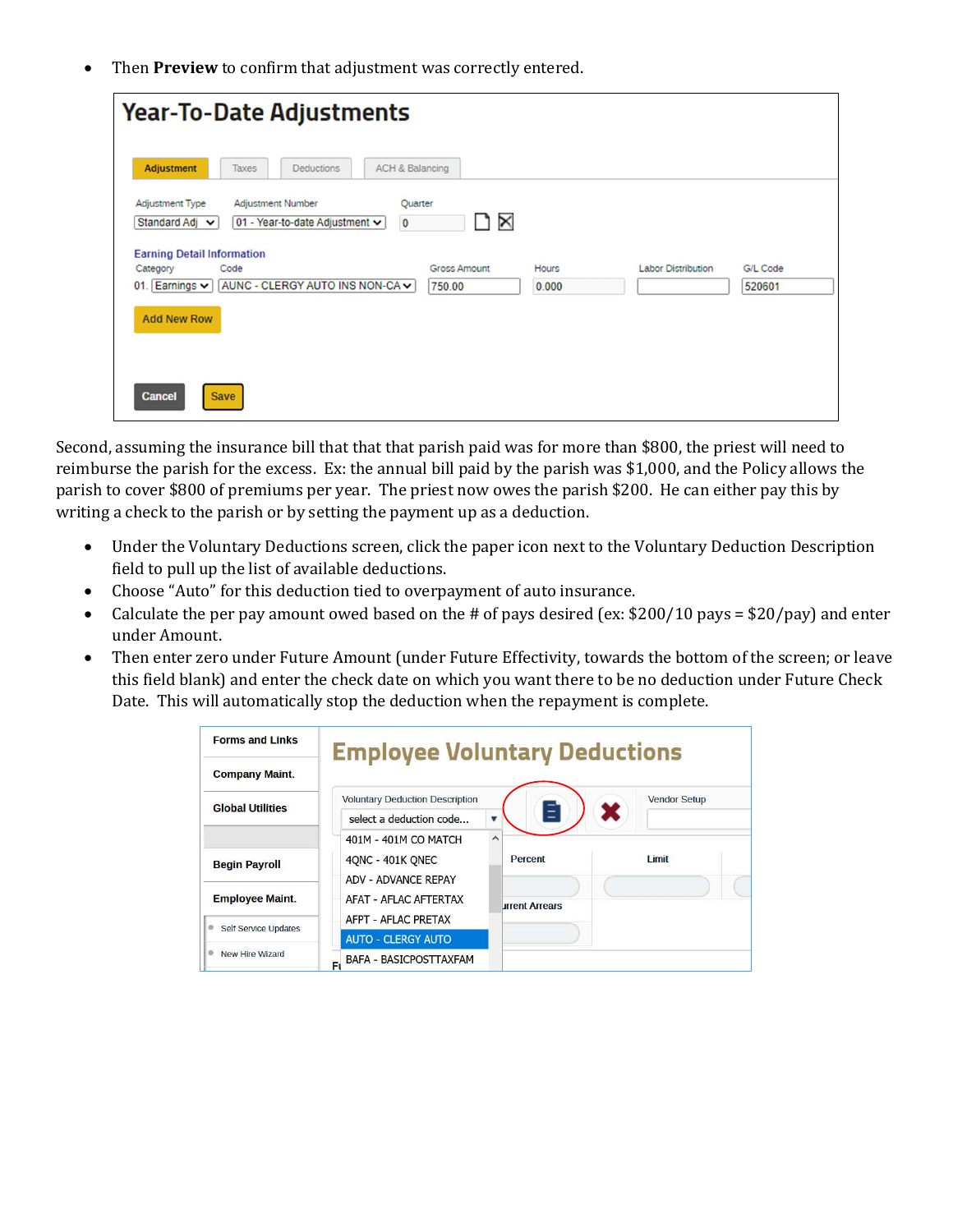- Then **Preview** to confirm that adjustment was correctly entered.

Second, assuming the insurance bill that that that parish paid was for more than $800, the priest will need to reimburse the parish for the excess. Ex: the annual bill paid by the parish was $1,000, and the Policy allows the parish to cover $800 of premiums per year. The priest now owes the parish $200. He can either pay this by writing a check to the parish or by setting the payment up as a deduction.

- Under the Voluntary Deductions screen, click the paper icon next to the Voluntary Deduction Description field to pull up the list of available deductions.
- Choose "Auto" for this deduction tied to overpayment of auto insurance.
- Calculate the per pay amount owed based on the # of pays desired (ex: $200/10 pays = $20/pay) and enter under Amount.
- Then enter zero under Future Amount (under Future Effectivity, towards the bottom of the screen; or leave this field blank) and enter the check date on which you want there to be no deduction under Future Check Date. This will automatically stop the deduction when the repayment is complete.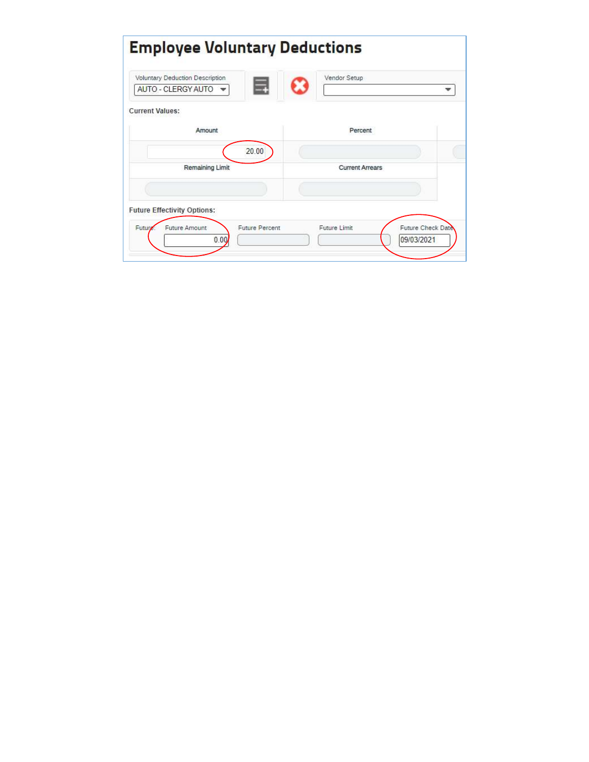# Employee Voluntary Deductions

Voluntary Deduction Description

AUTO - CLERGY AUTO

Vendor Setup

**Current Values:**

| Amount | Percent |
| --- | --- |
| 20.00 | |
| **Remaining Limit** | **Current Arrears** |
| | |

**Future Effectivity Options:**

| Future: | Future Amount | Future Percent | Future Limit | Future Check Date |
| --- | --- | --- | --- | --- |
| | 0.00 | | | 09/03/2021 |